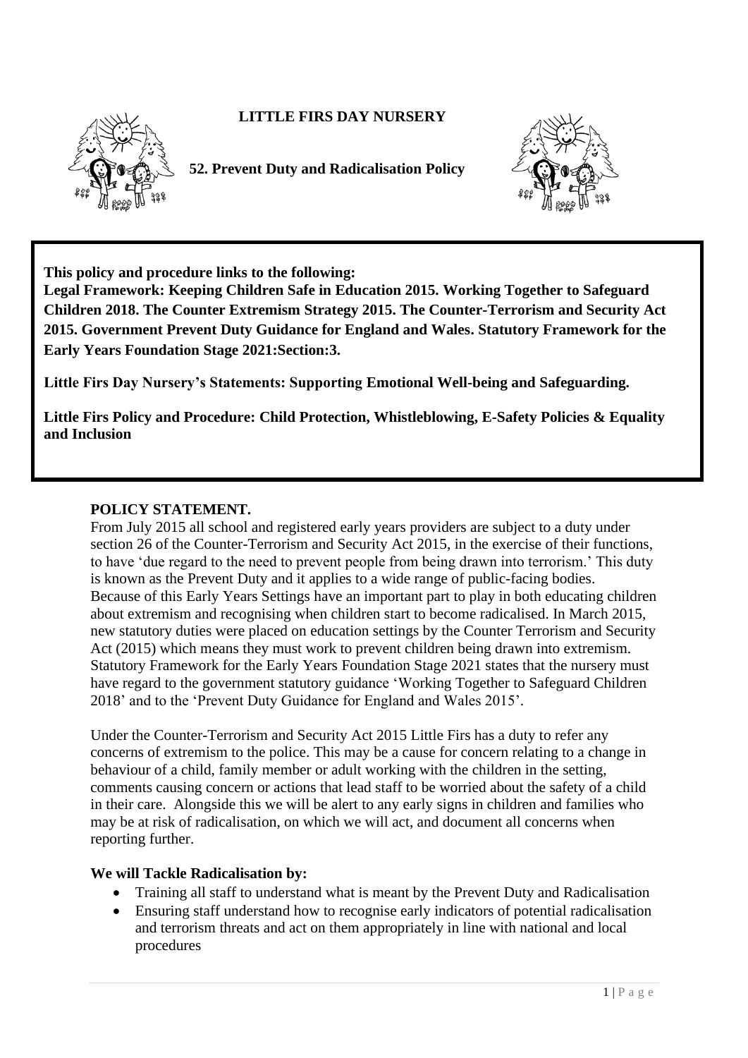# LITTLE FIRS DAY NURSERY

## 52. Prevent Duty and Radicalisation Policy

**This policy and procedure links to the following:**
**Legal Framework: Keeping Children Safe in Education 2015. Working Together to Safeguard Children 2018. The Counter Extremism Strategy 2015. The Counter-Terrorism and Security Act 2015. Government Prevent Duty Guidance for England and Wales. Statutory Framework for the Early Years Foundation Stage 2021:Section:3.**

**Little Firs Day Nursery's Statements: Supporting Emotional Well-being and Safeguarding.**

**Little Firs Policy and Procedure: Child Protection, Whistleblowing, E-Safety Policies & Equality and Inclusion**

### POLICY STATEMENT.

From July 2015 all school and registered early years providers are subject to a duty under section 26 of the Counter-Terrorism and Security Act 2015, in the exercise of their functions, to have 'due regard to the need to prevent people from being drawn into terrorism.' This duty is known as the Prevent Duty and it applies to a wide range of public-facing bodies. Because of this Early Years Settings have an important part to play in both educating children about extremism and recognising when children start to become radicalised. In March 2015, new statutory duties were placed on education settings by the Counter Terrorism and Security Act (2015) which means they must work to prevent children being drawn into extremism. Statutory Framework for the Early Years Foundation Stage 2021 states that the nursery must have regard to the government statutory guidance 'Working Together to Safeguard Children 2018' and to the 'Prevent Duty Guidance for England and Wales 2015'.

Under the Counter-Terrorism and Security Act 2015 Little Firs has a duty to refer any concerns of extremism to the police. This may be a cause for concern relating to a change in behaviour of a child, family member or adult working with the children in the setting, comments causing concern or actions that lead staff to be worried about the safety of a child in their care. Alongside this we will be alert to any early signs in children and families who may be at risk of radicalisation, on which we will act, and document all concerns when reporting further.

### We will Tackle Radicalisation by:

- Training all staff to understand what is meant by the Prevent Duty and Radicalisation
- Ensuring staff understand how to recognise early indicators of potential radicalisation and terrorism threats and act on them appropriately in line with national and local procedures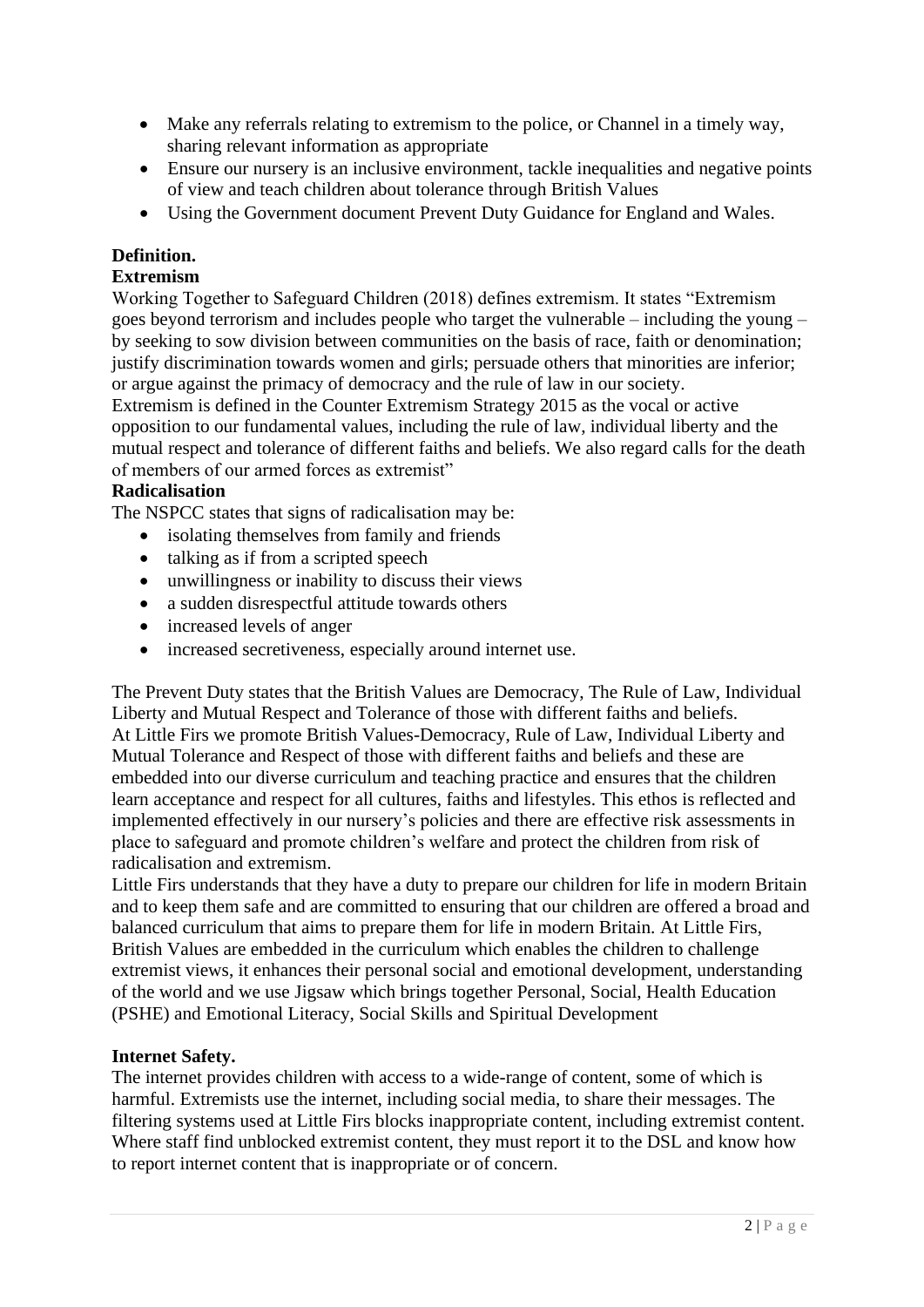- Make any referrals relating to extremism to the police, or Channel in a timely way, sharing relevant information as appropriate
- Ensure our nursery is an inclusive environment, tackle inequalities and negative points of view and teach children about tolerance through British Values
- Using the Government document Prevent Duty Guidance for England and Wales.

**Definition.**

**Extremism**

Working Together to Safeguard Children (2018) defines extremism. It states "Extremism goes beyond terrorism and includes people who target the vulnerable – including the young – by seeking to sow division between communities on the basis of race, faith or denomination; justify discrimination towards women and girls; persuade others that minorities are inferior; or argue against the primacy of democracy and the rule of law in our society.
Extremism is defined in the Counter Extremism Strategy 2015 as the vocal or active opposition to our fundamental values, including the rule of law, individual liberty and the mutual respect and tolerance of different faiths and beliefs. We also regard calls for the death of members of our armed forces as extremist"

**Radicalisation**

The NSPCC states that signs of radicalisation may be:

- isolating themselves from family and friends
- talking as if from a scripted speech
- unwillingness or inability to discuss their views
- a sudden disrespectful attitude towards others
- increased levels of anger
- increased secretiveness, especially around internet use.

The Prevent Duty states that the British Values are Democracy, The Rule of Law, Individual Liberty and Mutual Respect and Tolerance of those with different faiths and beliefs.
At Little Firs we promote British Values-Democracy, Rule of Law, Individual Liberty and Mutual Tolerance and Respect of those with different faiths and beliefs and these are embedded into our diverse curriculum and teaching practice and ensures that the children learn acceptance and respect for all cultures, faiths and lifestyles. This ethos is reflected and implemented effectively in our nursery's policies and there are effective risk assessments in place to safeguard and promote children's welfare and protect the children from risk of radicalisation and extremism.
Little Firs understands that they have a duty to prepare our children for life in modern Britain and to keep them safe and are committed to ensuring that our children are offered a broad and balanced curriculum that aims to prepare them for life in modern Britain. At Little Firs, British Values are embedded in the curriculum which enables the children to challenge extremist views, it enhances their personal social and emotional development, understanding of the world and we use Jigsaw which brings together Personal, Social, Health Education (PSHE) and Emotional Literacy, Social Skills and Spiritual Development

**Internet Safety.**

The internet provides children with access to a wide-range of content, some of which is harmful. Extremists use the internet, including social media, to share their messages. The filtering systems used at Little Firs blocks inappropriate content, including extremist content. Where staff find unblocked extremist content, they must report it to the DSL and know how to report internet content that is inappropriate or of concern.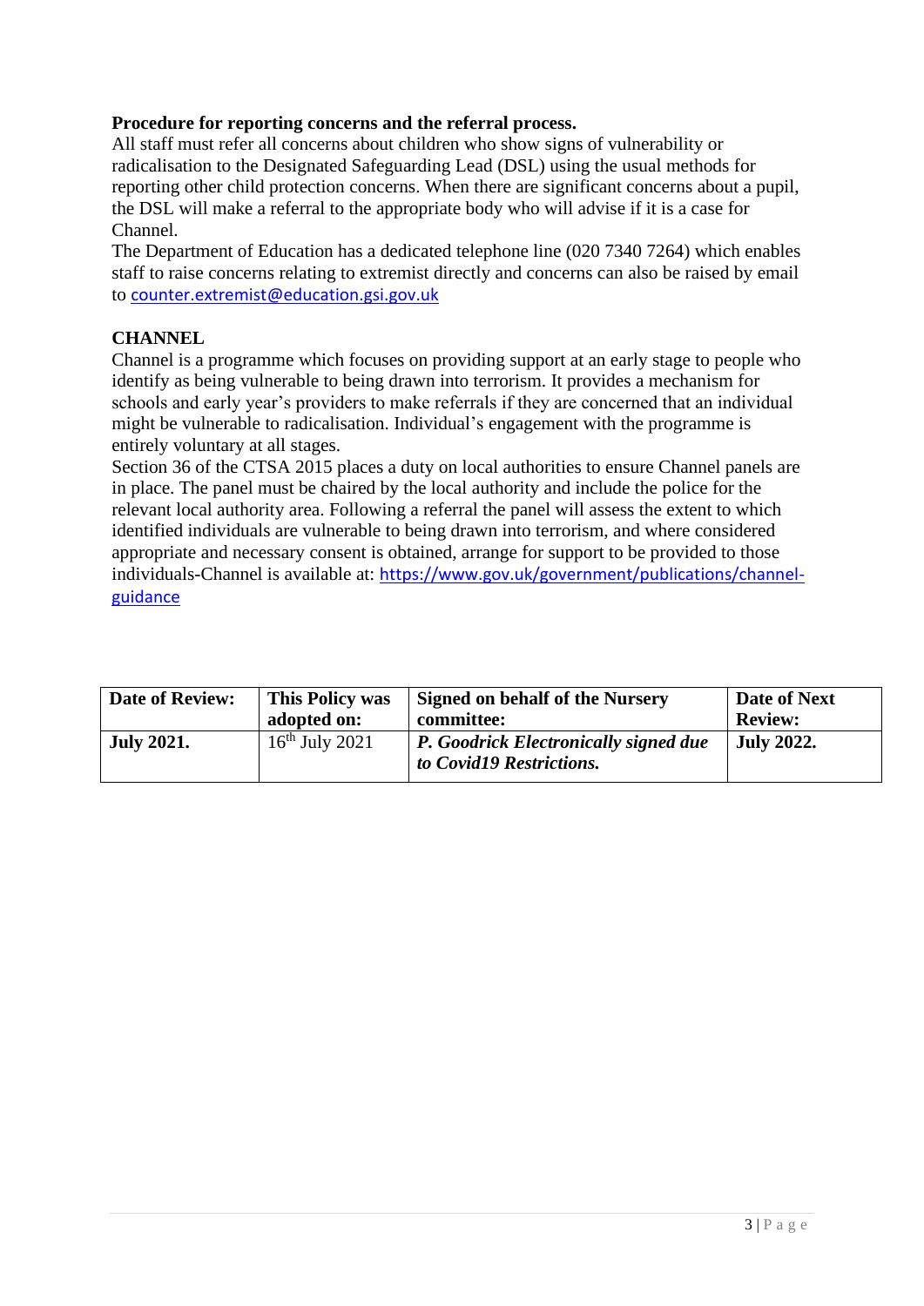**Procedure for reporting concerns and the referral process.**

All staff must refer all concerns about children who show signs of vulnerability or radicalisation to the Designated Safeguarding Lead (DSL) using the usual methods for reporting other child protection concerns. When there are significant concerns about a pupil, the DSL will make a referral to the appropriate body who will advise if it is a case for Channel.

The Department of Education has a dedicated telephone line (020 7340 7264) which enables staff to raise concerns relating to extremist directly and concerns can also be raised by email to counter.extremist@education.gsi.gov.uk

**CHANNEL**

Channel is a programme which focuses on providing support at an early stage to people who identify as being vulnerable to being drawn into terrorism. It provides a mechanism for schools and early year's providers to make referrals if they are concerned that an individual might be vulnerable to radicalisation. Individual's engagement with the programme is entirely voluntary at all stages.

Section 36 of the CTSA 2015 places a duty on local authorities to ensure Channel panels are in place. The panel must be chaired by the local authority and include the police for the relevant local authority area. Following a referral the panel will assess the extent to which identified individuals are vulnerable to being drawn into terrorism, and where considered appropriate and necessary consent is obtained, arrange for support to be provided to those individuals-Channel is available at: https://www.gov.uk/government/publications/channel-guidance

| **Date of Review:** | **This Policy was adopted on:** | **Signed on behalf of the Nursery committee:** | **Date of Next Review:** |
|---|---|---|---|
| **July 2021.** | 16th July 2021 | ***P. Goodrick Electronically signed due to Covid19 Restrictions.*** | **July 2022.** |